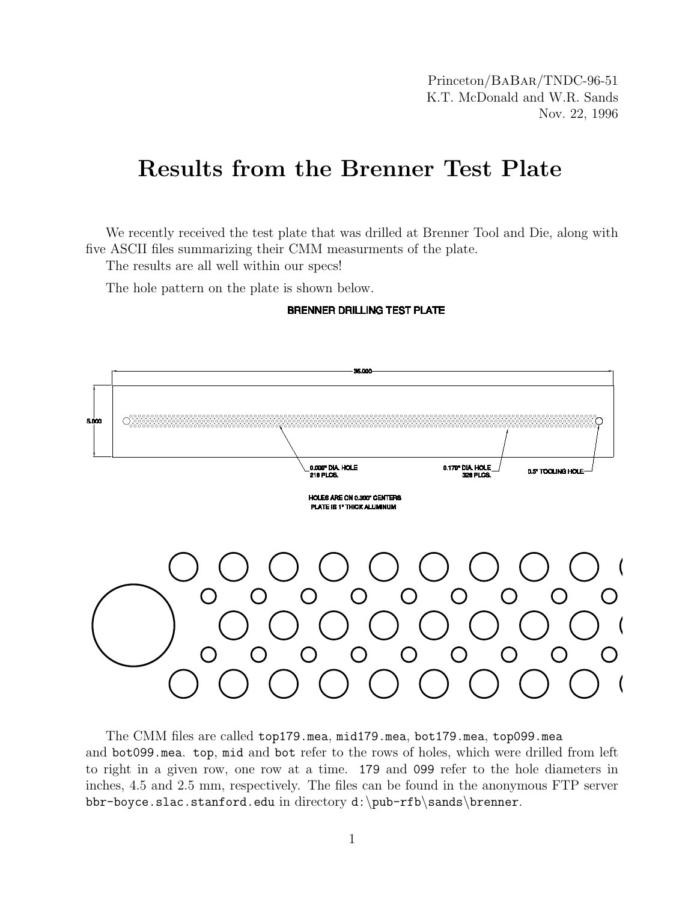Princeton/BaBar/TNDC-96-51
K.T. McDonald and W.R. Sands
Nov. 22, 1996

# Results from the Brenner Test Plate

We recently received the test plate that was drilled at Brenner Tool and Die, along with five ASCII files summarizing their CMM measurments of the plate.

The results are all well within our specs!

The hole pattern on the plate is shown below.

BRENNER DRILLING TEST PLATE

35.000

5.000

0.099" DIA. HOLE
218 PLCS.

0.178" DIA. HOLE
328 PLCS.

0.5" TOOLING HOLE

HOLES ARE ON 0.300" CENTERS
PLATE IS 1" THICK ALUMINUM

The CMM files are called `top179.mea`, `mid179.mea`, `bot179.mea`, `top099.mea` and `bot099.mea`. `top`, `mid` and `bot` refer to the rows of holes, which were drilled from left to right in a given row, one row at a time. `179` and `099` refer to the hole diameters in inches, 4.5 and 2.5 mm, respectively. The files can be found in the anonymous FTP server `bbr-boyce.slac.stanford.edu` in directory `d:\pub-rfb\sands\brenner`.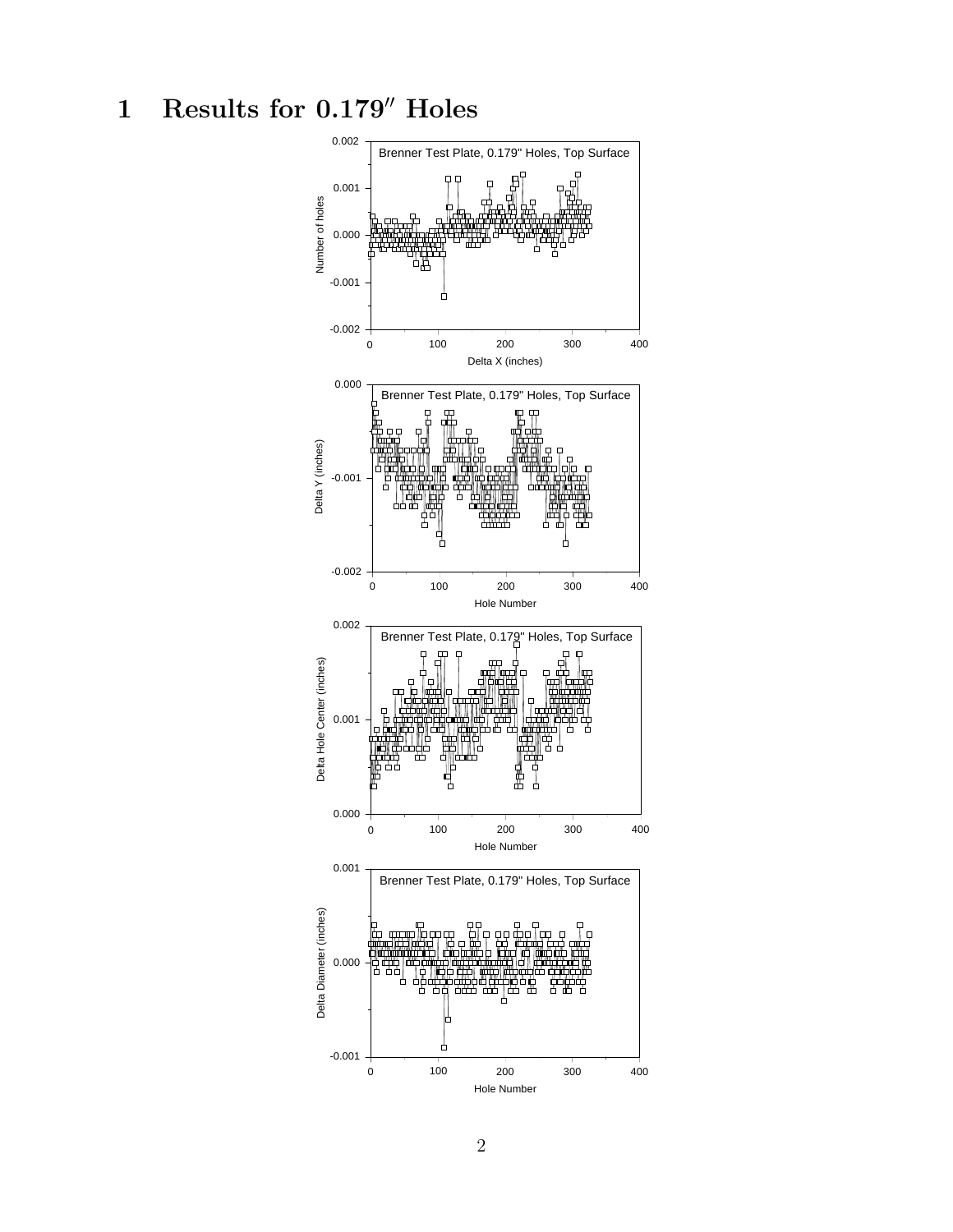# 1 Results for 0.179″ Holes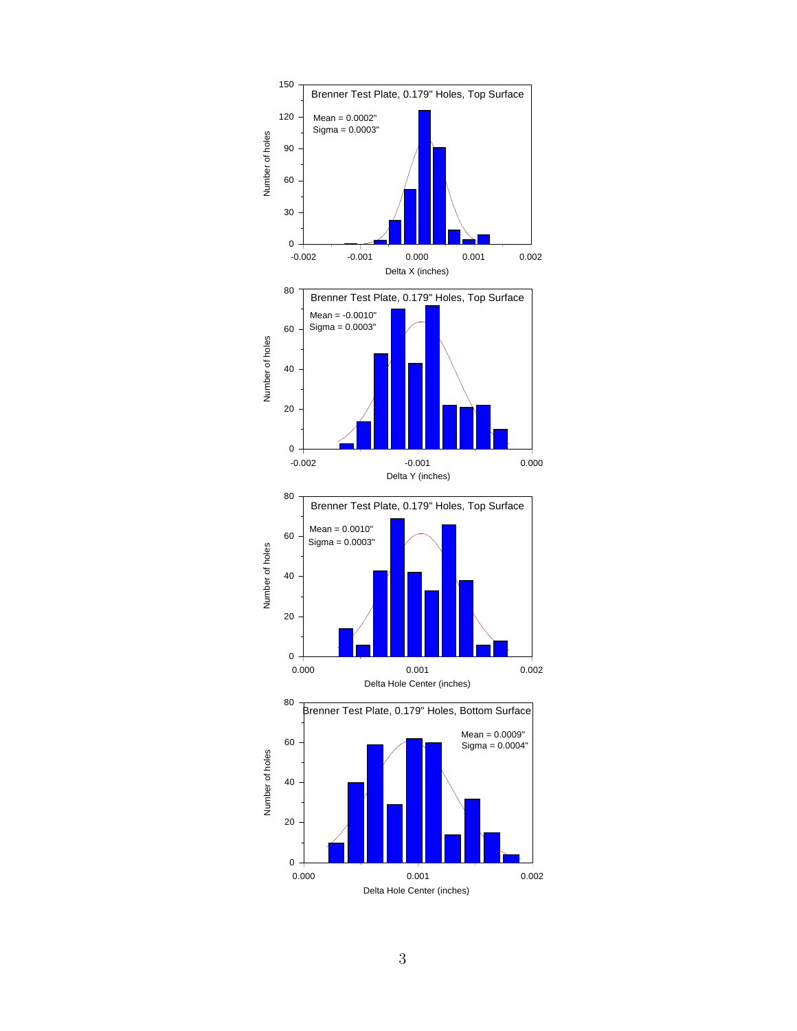Brenner Test Plate, 0.179" Holes, Top Surface

Mean = 0.0002"
Sigma = 0.0003"

Number of holes

Delta X (inches)

Brenner Test Plate, 0.179" Holes, Top Surface

Mean = -0.0010"
Sigma = 0.0003"

Number of holes

Delta Y (inches)

Brenner Test Plate, 0.179" Holes, Top Surface

Mean = 0.0010"
Sigma = 0.0003"

Number of holes

Delta Hole Center (inches)

Brenner Test Plate, 0.179" Holes, Bottom Surface

Mean = 0.0009"
Sigma = 0.0004"

Number of holes

Delta Hole Center (inches)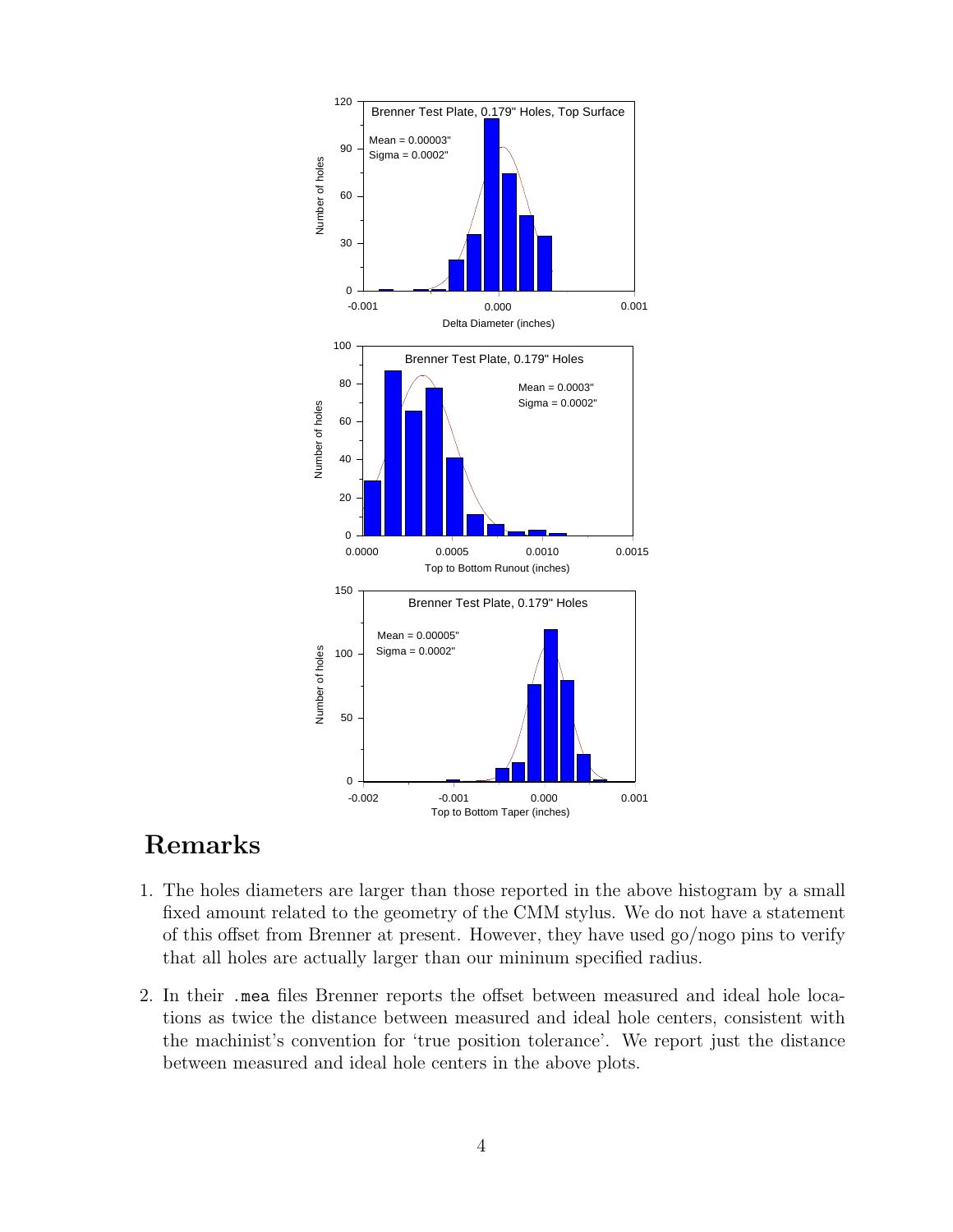## Remarks

1. The holes diameters are larger than those reported in the above histogram by a small fixed amount related to the geometry of the CMM stylus. We do not have a statement of this offset from Brenner at present. However, they have used go/nogo pins to verify that all holes are actually larger than our mininum specified radius.

2. In their .mea files Brenner reports the offset between measured and ideal hole locations as twice the distance between measured and ideal hole centers, consistent with the machinist's convention for 'true position tolerance'. We report just the distance between measured and ideal hole centers in the above plots.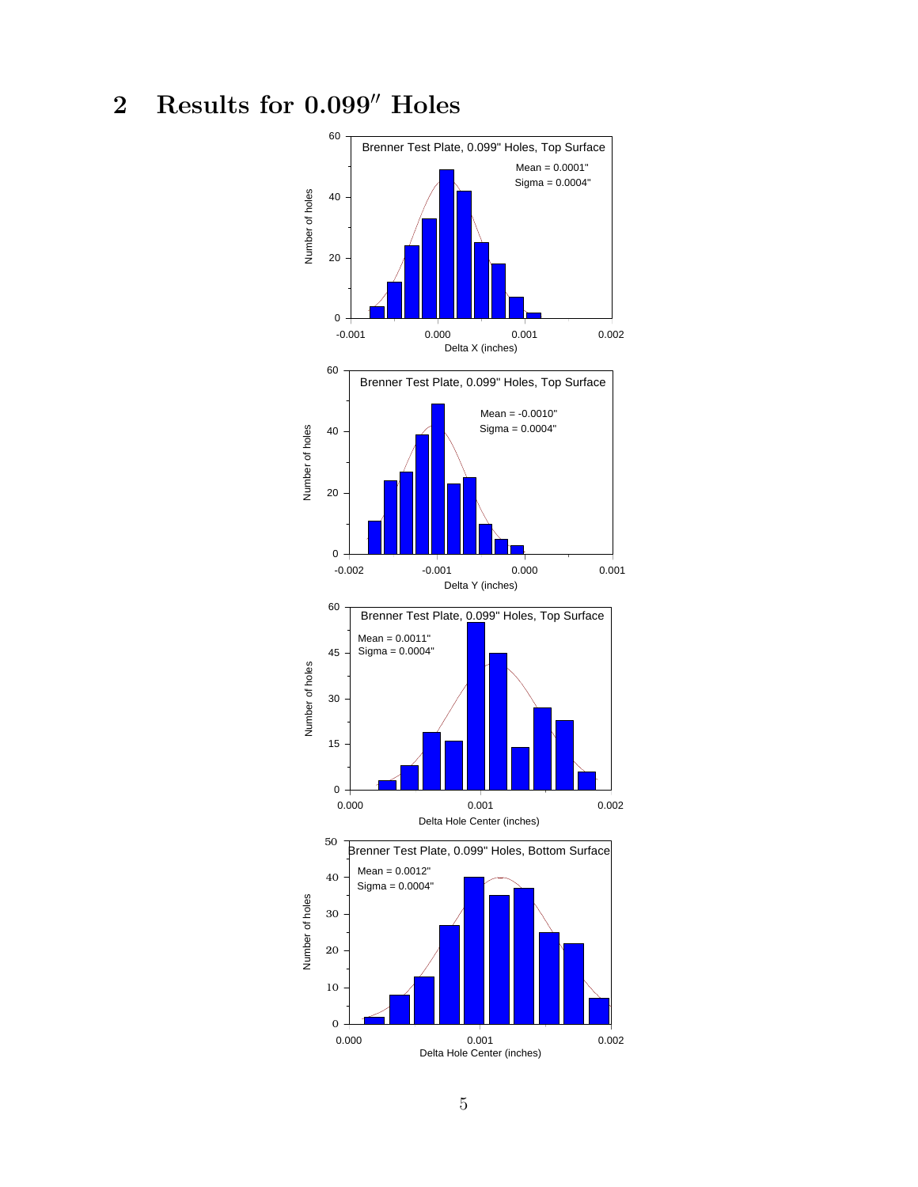## 2 Results for 0.099″ Holes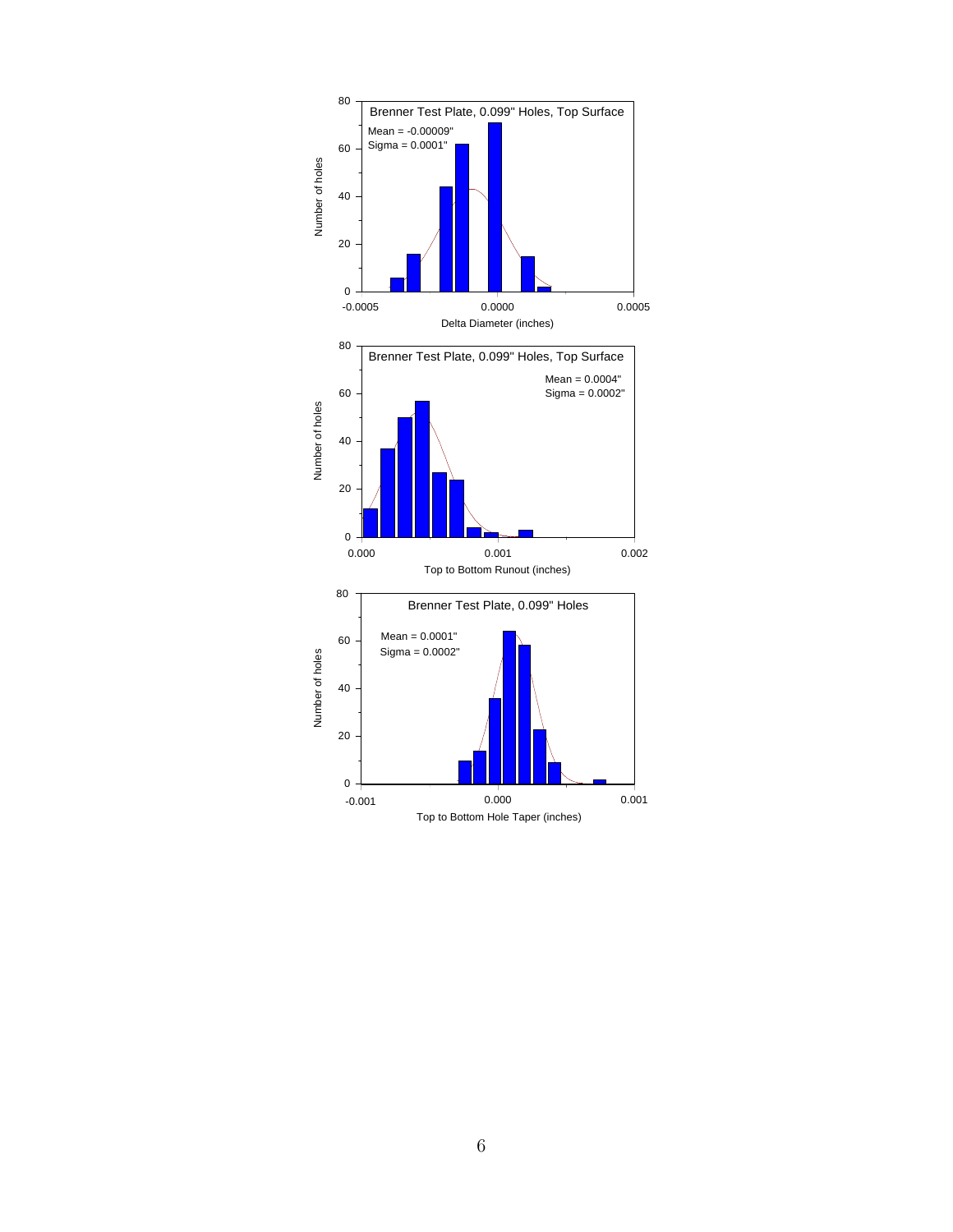Brenner Test Plate, 0.099" Holes, Top Surface

Mean = -0.00009"
Sigma = 0.0001"

Number of holes

80
60
40
20
0

-0.0005
0.0000
0.0005

Delta Diameter (inches)

Brenner Test Plate, 0.099" Holes, Top Surface

Mean = 0.0004"
Sigma = 0.0002"

Number of holes

80
60
40
20
0

0.000
0.001
0.002

Top to Bottom Runout (inches)

Brenner Test Plate, 0.099" Holes

Mean = 0.0001"
Sigma = 0.0002"

Number of holes

80
60
40
20
0

-0.001
0.000
0.001

Top to Bottom Hole Taper (inches)